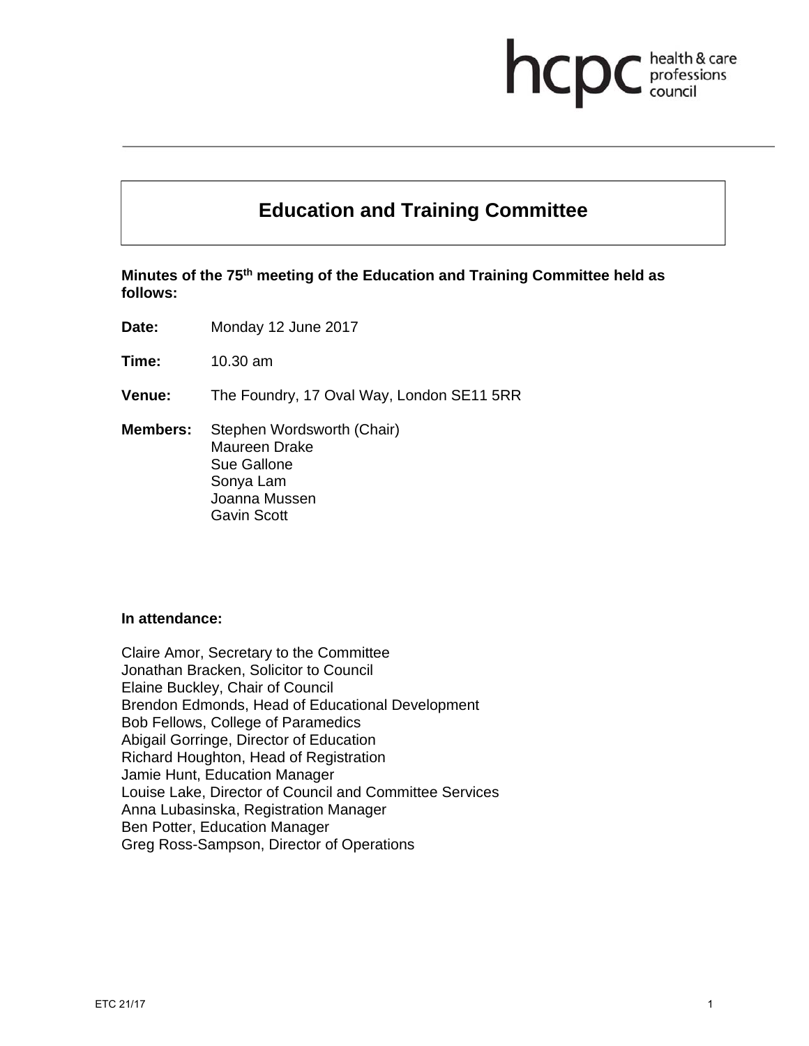hcpc health & care professions council

# Education and Training Committee

**Minutes of the 75th meeting of the Education and Training Committee held as follows:**

**Date:** Monday 12 June 2017

**Time:** 10.30 am

**Venue:** The Foundry, 17 Oval Way, London SE11 5RR

**Members:** Stephen Wordsworth (Chair)
Maureen Drake
Sue Gallone
Sonya Lam
Joanna Mussen
Gavin Scott

**In attendance:**

Claire Amor, Secretary to the Committee
Jonathan Bracken, Solicitor to Council
Elaine Buckley, Chair of Council
Brendon Edmonds, Head of Educational Development
Bob Fellows, College of Paramedics
Abigail Gorringe, Director of Education
Richard Houghton, Head of Registration
Jamie Hunt, Education Manager
Louise Lake, Director of Council and Committee Services
Anna Lubasinska, Registration Manager
Ben Potter, Education Manager
Greg Ross-Sampson, Director of Operations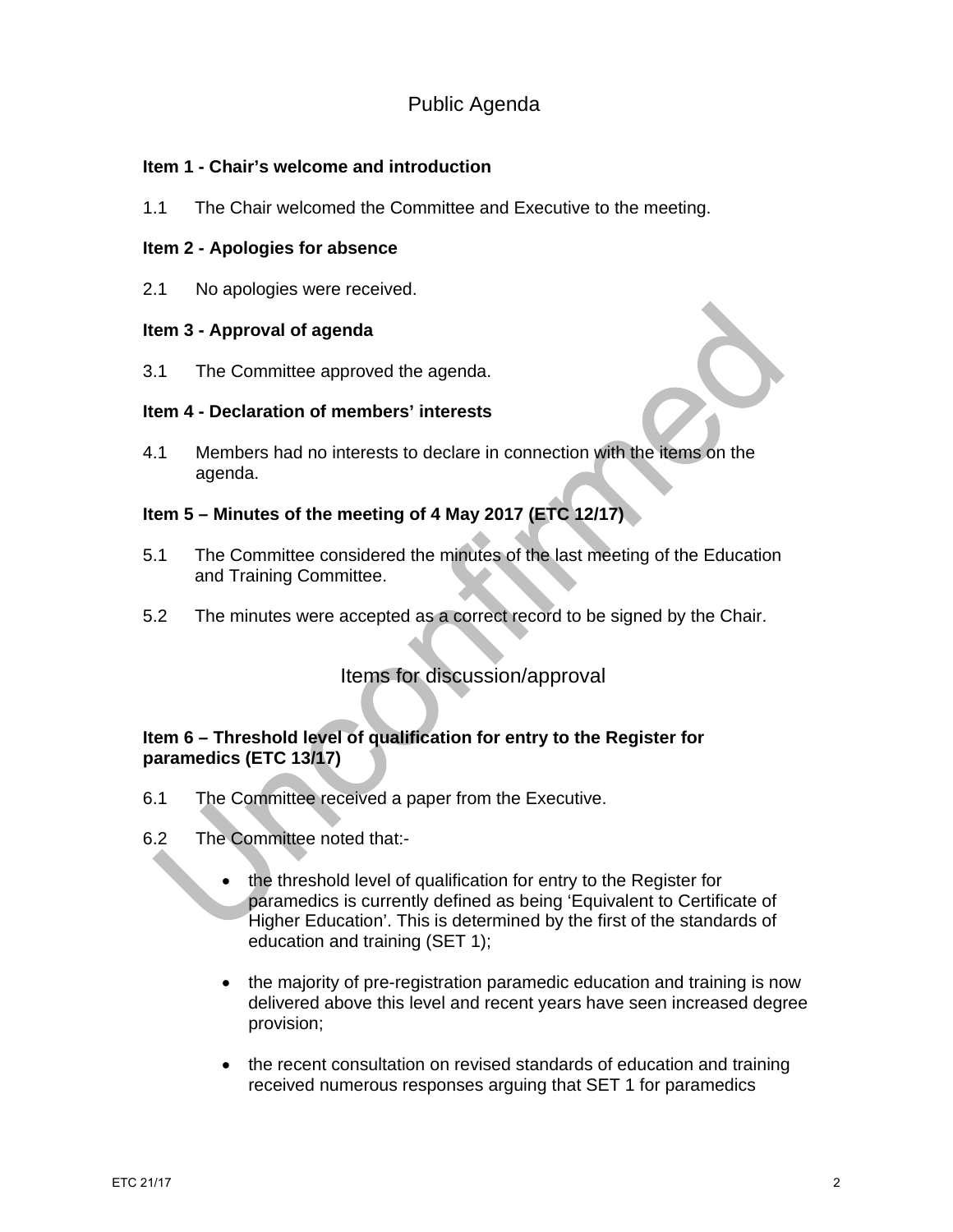## Public Agenda

**Item 1 - Chair's welcome and introduction**

1.1 The Chair welcomed the Committee and Executive to the meeting.

**Item 2 - Apologies for absence**

2.1 No apologies were received.

**Item 3 - Approval of agenda**

3.1 The Committee approved the agenda.

**Item 4 - Declaration of members' interests**

4.1 Members had no interests to declare in connection with the items on the agenda.

**Item 5 – Minutes of the meeting of 4 May 2017 (ETC 12/17)**

5.1 The Committee considered the minutes of the last meeting of the Education and Training Committee.

5.2 The minutes were accepted as a correct record to be signed by the Chair.

## Items for discussion/approval

**Item 6 – Threshold level of qualification for entry to the Register for paramedics (ETC 13/17)**

6.1 The Committee received a paper from the Executive.

6.2 The Committee noted that:-

- the threshold level of qualification for entry to the Register for paramedics is currently defined as being 'Equivalent to Certificate of Higher Education'. This is determined by the first of the standards of education and training (SET 1);
- the majority of pre-registration paramedic education and training is now delivered above this level and recent years have seen increased degree provision;
- the recent consultation on revised standards of education and training received numerous responses arguing that SET 1 for paramedics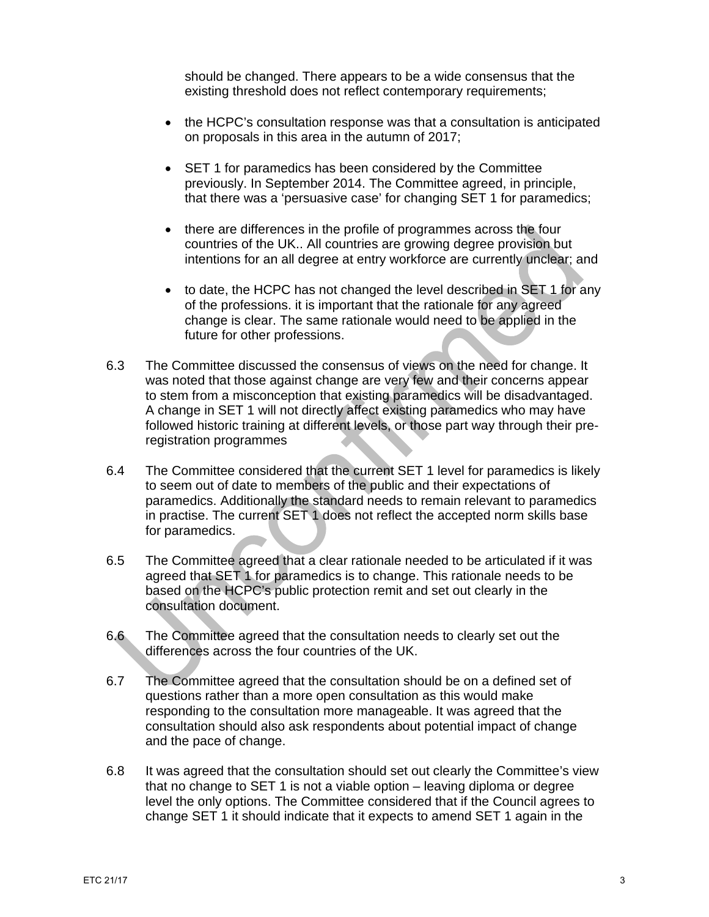should be changed. There appears to be a wide consensus that the existing threshold does not reflect contemporary requirements;

- the HCPC's consultation response was that a consultation is anticipated on proposals in this area in the autumn of 2017;

- SET 1 for paramedics has been considered by the Committee previously. In September 2014. The Committee agreed, in principle, that there was a 'persuasive case' for changing SET 1 for paramedics;

- there are differences in the profile of programmes across the four countries of the UK.. All countries are growing degree provision but intentions for an all degree at entry workforce are currently unclear; and

- to date, the HCPC has not changed the level described in SET 1 for any of the professions. it is important that the rationale for any agreed change is clear. The same rationale would need to be applied in the future for other professions.

6.3 The Committee discussed the consensus of views on the need for change. It was noted that those against change are very few and their concerns appear to stem from a misconception that existing paramedics will be disadvantaged. A change in SET 1 will not directly affect existing paramedics who may have followed historic training at different levels, or those part way through their pre-registration programmes

6.4 The Committee considered that the current SET 1 level for paramedics is likely to seem out of date to members of the public and their expectations of paramedics. Additionally the standard needs to remain relevant to paramedics in practise. The current SET 1 does not reflect the accepted norm skills base for paramedics.

6.5 The Committee agreed that a clear rationale needed to be articulated if it was agreed that SET 1 for paramedics is to change. This rationale needs to be based on the HCPC's public protection remit and set out clearly in the consultation document.

6.6 The Committee agreed that the consultation needs to clearly set out the differences across the four countries of the UK.

6.7 The Committee agreed that the consultation should be on a defined set of questions rather than a more open consultation as this would make responding to the consultation more manageable. It was agreed that the consultation should also ask respondents about potential impact of change and the pace of change.

6.8 It was agreed that the consultation should set out clearly the Committee's view that no change to SET 1 is not a viable option – leaving diploma or degree level the only options. The Committee considered that if the Council agrees to change SET 1 it should indicate that it expects to amend SET 1 again in the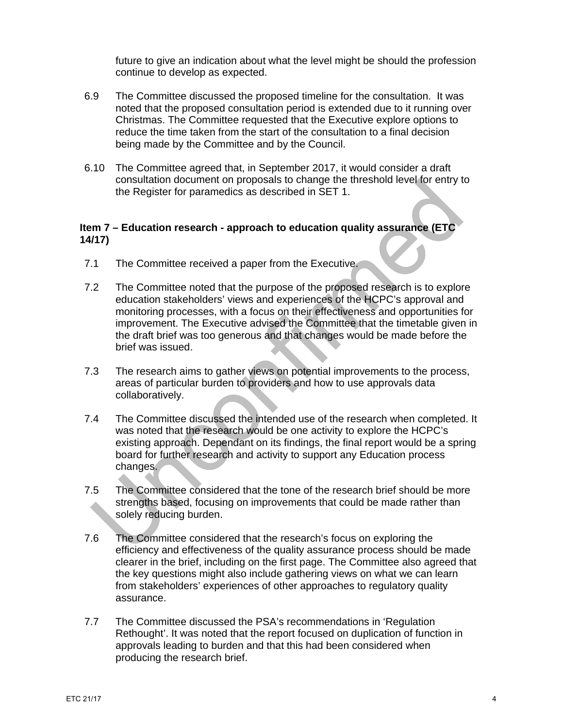future to give an indication about what the level might be should the profession continue to develop as expected.

6.9 The Committee discussed the proposed timeline for the consultation. It was noted that the proposed consultation period is extended due to it running over Christmas. The Committee requested that the Executive explore options to reduce the time taken from the start of the consultation to a final decision being made by the Committee and by the Council.

6.10 The Committee agreed that, in September 2017, it would consider a draft consultation document on proposals to change the threshold level for entry to the Register for paramedics as described in SET 1.

**Item 7 – Education research - approach to education quality assurance (ETC 14/17)**

7.1 The Committee received a paper from the Executive.

7.2 The Committee noted that the purpose of the proposed research is to explore education stakeholders' views and experiences of the HCPC's approval and monitoring processes, with a focus on their effectiveness and opportunities for improvement. The Executive advised the Committee that the timetable given in the draft brief was too generous and that changes would be made before the brief was issued.

7.3 The research aims to gather views on potential improvements to the process, areas of particular burden to providers and how to use approvals data collaboratively.

7.4 The Committee discussed the intended use of the research when completed. It was noted that the research would be one activity to explore the HCPC's existing approach. Dependant on its findings, the final report would be a spring board for further research and activity to support any Education process changes.

7.5 The Committee considered that the tone of the research brief should be more strengths based, focusing on improvements that could be made rather than solely reducing burden.

7.6 The Committee considered that the research's focus on exploring the efficiency and effectiveness of the quality assurance process should be made clearer in the brief, including on the first page. The Committee also agreed that the key questions might also include gathering views on what we can learn from stakeholders' experiences of other approaches to regulatory quality assurance.

7.7 The Committee discussed the PSA's recommendations in 'Regulation Rethought'. It was noted that the report focused on duplication of function in approvals leading to burden and that this had been considered when producing the research brief.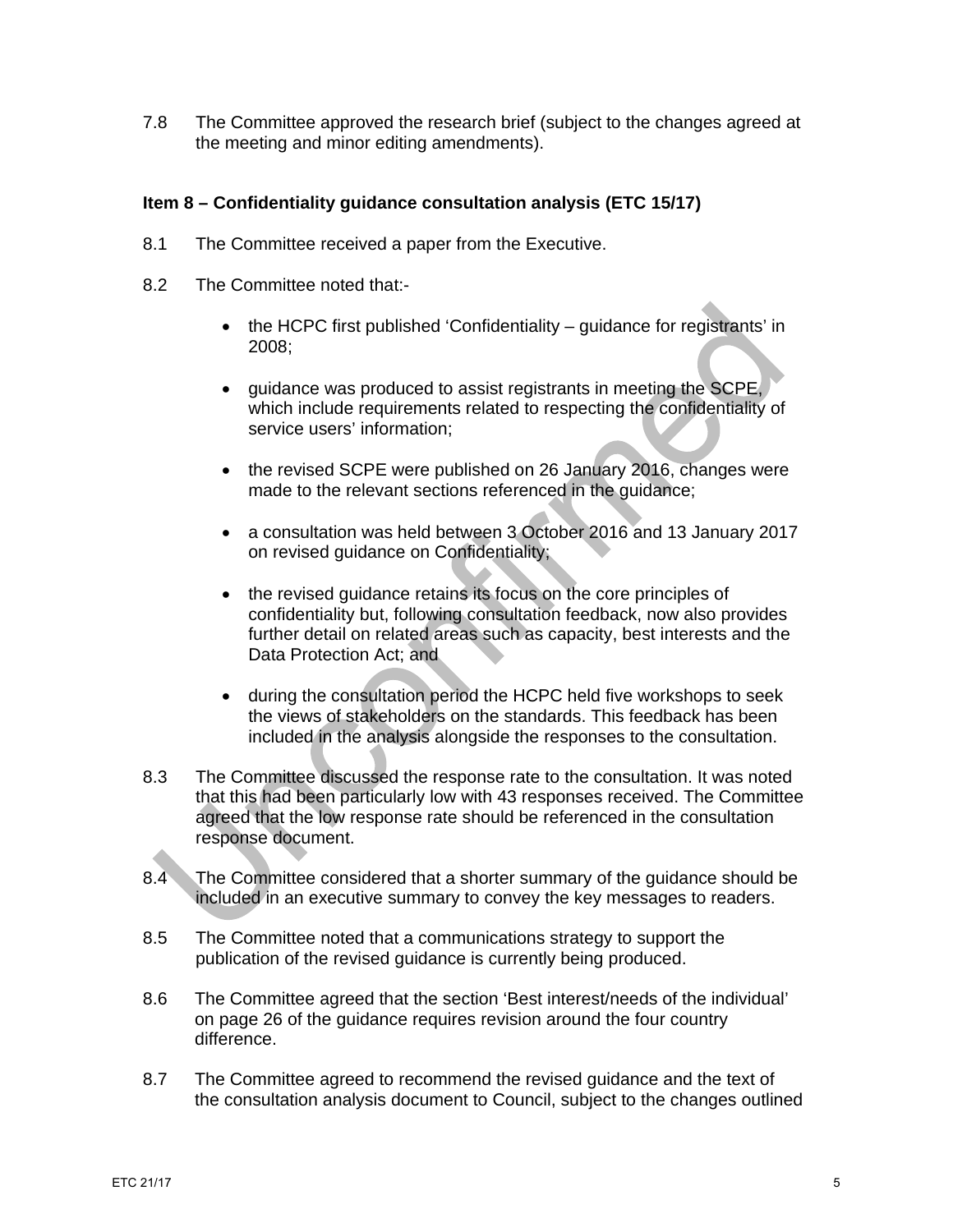7.8 The Committee approved the research brief (subject to the changes agreed at the meeting and minor editing amendments).

**Item 8 – Confidentiality guidance consultation analysis (ETC 15/17)**

8.1 The Committee received a paper from the Executive.

8.2 The Committee noted that:-

- the HCPC first published 'Confidentiality – guidance for registrants' in 2008;
- guidance was produced to assist registrants in meeting the SCPE, which include requirements related to respecting the confidentiality of service users' information;
- the revised SCPE were published on 26 January 2016, changes were made to the relevant sections referenced in the guidance;
- a consultation was held between 3 October 2016 and 13 January 2017 on revised guidance on Confidentiality;
- the revised guidance retains its focus on the core principles of confidentiality but, following consultation feedback, now also provides further detail on related areas such as capacity, best interests and the Data Protection Act; and
- during the consultation period the HCPC held five workshops to seek the views of stakeholders on the standards. This feedback has been included in the analysis alongside the responses to the consultation.

8.3 The Committee discussed the response rate to the consultation. It was noted that this had been particularly low with 43 responses received. The Committee agreed that the low response rate should be referenced in the consultation response document.

8.4 The Committee considered that a shorter summary of the guidance should be included in an executive summary to convey the key messages to readers.

8.5 The Committee noted that a communications strategy to support the publication of the revised guidance is currently being produced.

8.6 The Committee agreed that the section 'Best interest/needs of the individual' on page 26 of the guidance requires revision around the four country difference.

8.7 The Committee agreed to recommend the revised guidance and the text of the consultation analysis document to Council, subject to the changes outlined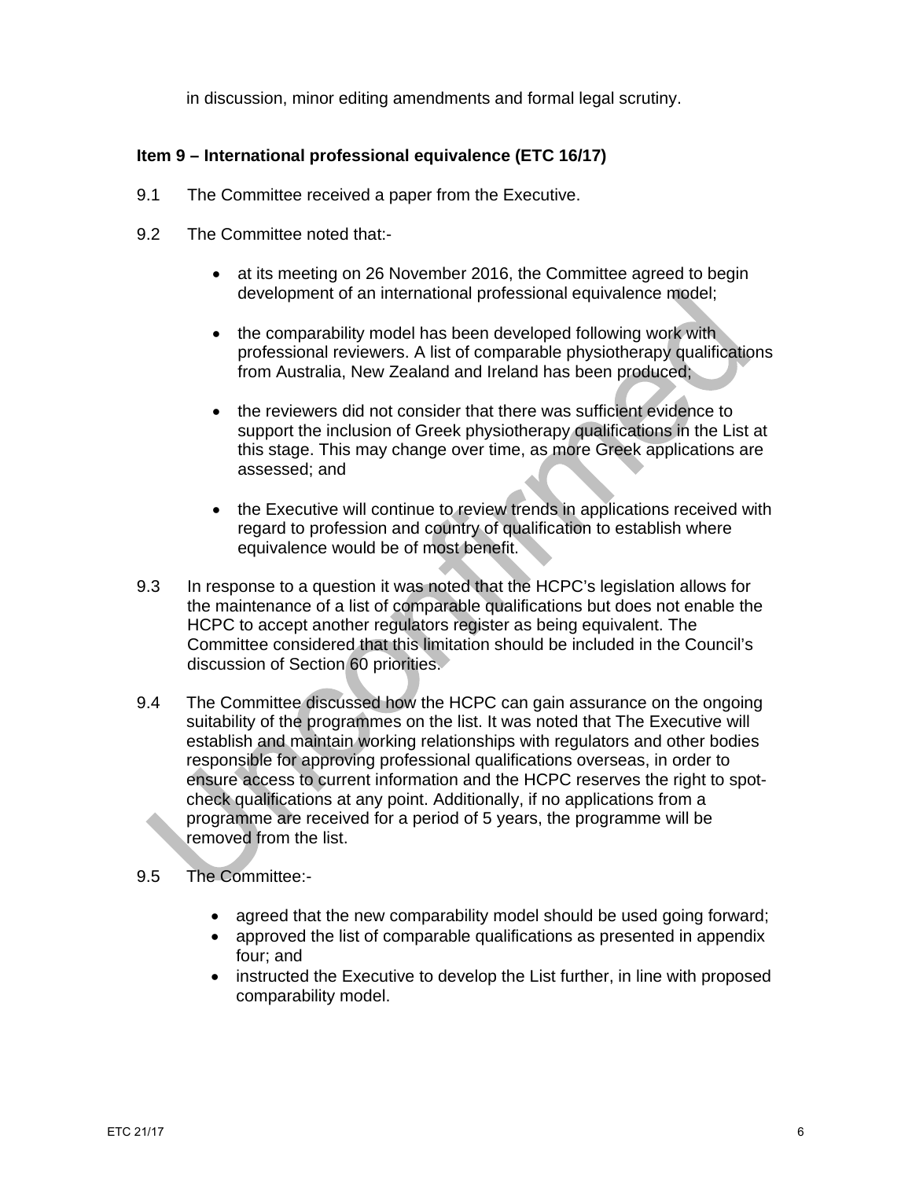in discussion, minor editing amendments and formal legal scrutiny.

**Item 9 – International professional equivalence (ETC 16/17)**

9.1 The Committee received a paper from the Executive.

9.2 The Committee noted that:-

- at its meeting on 26 November 2016, the Committee agreed to begin development of an international professional equivalence model;
- the comparability model has been developed following work with professional reviewers. A list of comparable physiotherapy qualifications from Australia, New Zealand and Ireland has been produced;
- the reviewers did not consider that there was sufficient evidence to support the inclusion of Greek physiotherapy qualifications in the List at this stage. This may change over time, as more Greek applications are assessed; and
- the Executive will continue to review trends in applications received with regard to profession and country of qualification to establish where equivalence would be of most benefit.

9.3 In response to a question it was noted that the HCPC's legislation allows for the maintenance of a list of comparable qualifications but does not enable the HCPC to accept another regulators register as being equivalent. The Committee considered that this limitation should be included in the Council's discussion of Section 60 priorities.

9.4 The Committee discussed how the HCPC can gain assurance on the ongoing suitability of the programmes on the list. It was noted that The Executive will establish and maintain working relationships with regulators and other bodies responsible for approving professional qualifications overseas, in order to ensure access to current information and the HCPC reserves the right to spot-check qualifications at any point. Additionally, if no applications from a programme are received for a period of 5 years, the programme will be removed from the list.

9.5 The Committee:-

- agreed that the new comparability model should be used going forward;
- approved the list of comparable qualifications as presented in appendix four; and
- instructed the Executive to develop the List further, in line with proposed comparability model.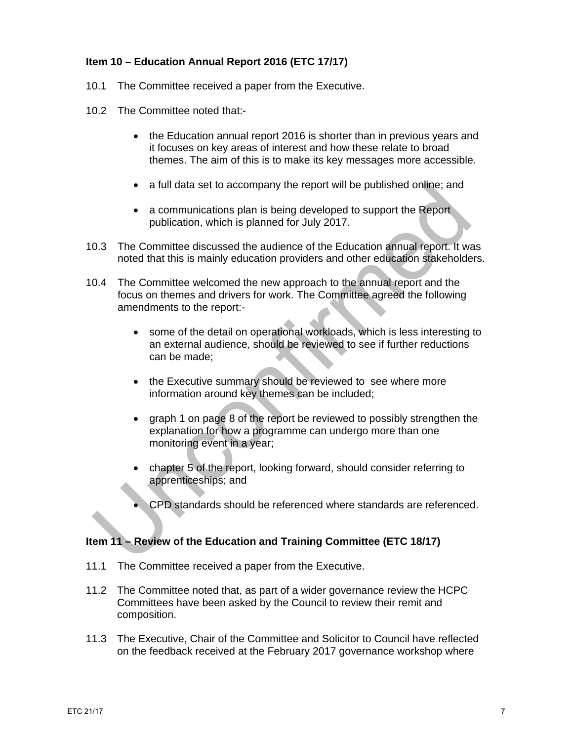**Item 10 – Education Annual Report 2016 (ETC 17/17)**

10.1 The Committee received a paper from the Executive.

10.2 The Committee noted that:-

- the Education annual report 2016 is shorter than in previous years and it focuses on key areas of interest and how these relate to broad themes. The aim of this is to make its key messages more accessible.
- a full data set to accompany the report will be published online; and
- a communications plan is being developed to support the Report publication, which is planned for July 2017.

10.3 The Committee discussed the audience of the Education annual report. It was noted that this is mainly education providers and other education stakeholders.

10.4 The Committee welcomed the new approach to the annual report and the focus on themes and drivers for work. The Committee agreed the following amendments to the report:-

- some of the detail on operational workloads, which is less interesting to an external audience, should be reviewed to see if further reductions can be made;
- the Executive summary should be reviewed to see where more information around key themes can be included;
- graph 1 on page 8 of the report be reviewed to possibly strengthen the explanation for how a programme can undergo more than one monitoring event in a year;
- chapter 5 of the report, looking forward, should consider referring to apprenticeships; and
- CPD standards should be referenced where standards are referenced.

**Item 11 – Review of the Education and Training Committee (ETC 18/17)**

11.1 The Committee received a paper from the Executive.

11.2 The Committee noted that, as part of a wider governance review the HCPC Committees have been asked by the Council to review their remit and composition.

11.3 The Executive, Chair of the Committee and Solicitor to Council have reflected on the feedback received at the February 2017 governance workshop where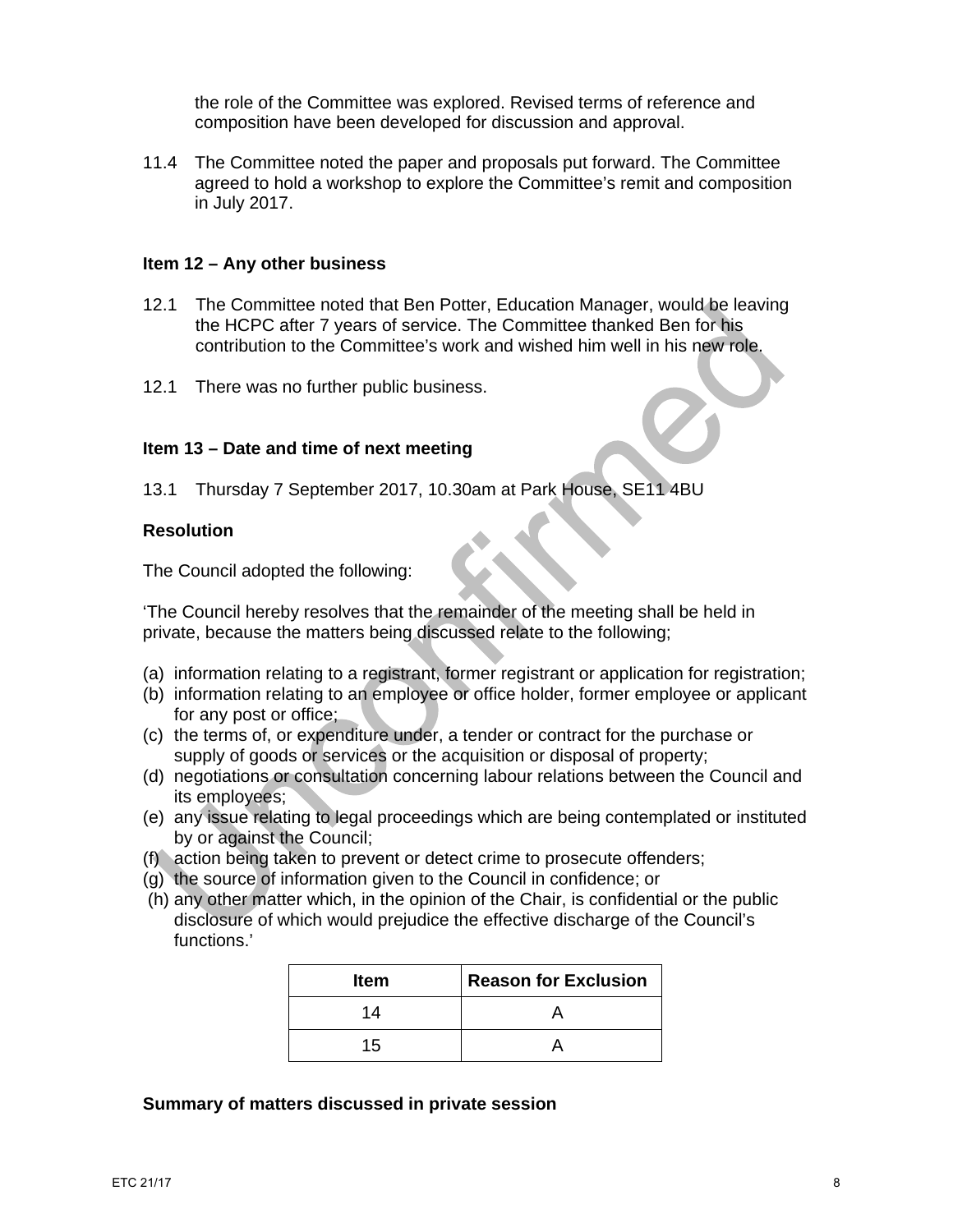the role of the Committee was explored. Revised terms of reference and composition have been developed for discussion and approval.

11.4 The Committee noted the paper and proposals put forward. The Committee agreed to hold a workshop to explore the Committee's remit and composition in July 2017.

**Item 12 – Any other business**

12.1 The Committee noted that Ben Potter, Education Manager, would be leaving the HCPC after 7 years of service. The Committee thanked Ben for his contribution to the Committee's work and wished him well in his new role.

12.1 There was no further public business.

**Item 13 – Date and time of next meeting**

13.1 Thursday 7 September 2017, 10.30am at Park House, SE11 4BU

**Resolution**

The Council adopted the following:

'The Council hereby resolves that the remainder of the meeting shall be held in private, because the matters being discussed relate to the following;

(a) information relating to a registrant, former registrant or application for registration;
(b) information relating to an employee or office holder, former employee or applicant for any post or office;
(c) the terms of, or expenditure under, a tender or contract for the purchase or supply of goods or services or the acquisition or disposal of property;
(d) negotiations or consultation concerning labour relations between the Council and its employees;
(e) any issue relating to legal proceedings which are being contemplated or instituted by or against the Council;
(f) action being taken to prevent or detect crime to prosecute offenders;
(g) the source of information given to the Council in confidence; or
(h) any other matter which, in the opinion of the Chair, is confidential or the public disclosure of which would prejudice the effective discharge of the Council's functions.'

| Item | Reason for Exclusion |
|---|---|
| 14 | A |
| 15 | A |

**Summary of matters discussed in private session**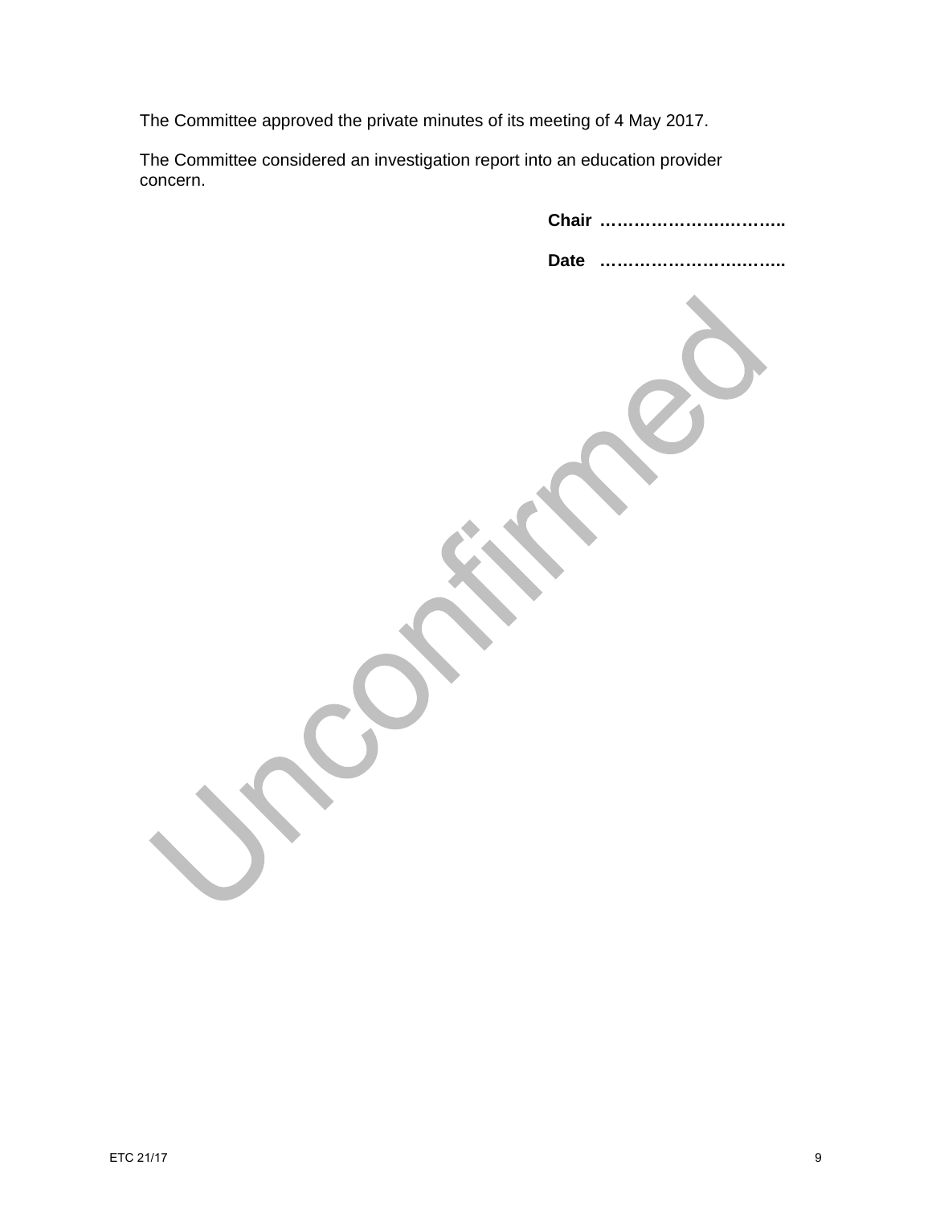The Committee approved the private minutes of its meeting of 4 May 2017.

The Committee considered an investigation report into an education provider concern.

**Chair** ……………………..……..

**Date** ……………………..……..

Unconfirmed